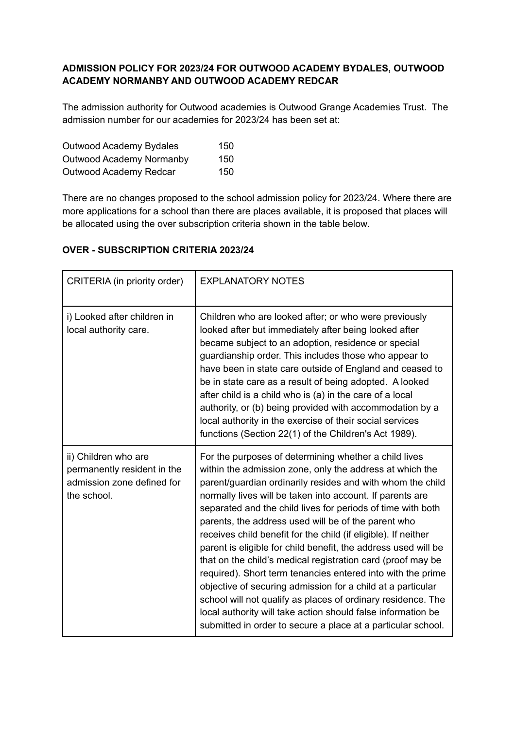**ADMISSION POLICY FOR 2023/24 FOR OUTWOOD ACADEMY BYDALES, OUTWOOD ACADEMY NORMANBY AND OUTWOOD ACADEMY REDCAR**

The admission authority for Outwood academies is Outwood Grange Academies Trust. The admission number for our academies for 2023/24 has been set at:

| | |
|---|---|
| Outwood Academy Bydales | 150 |
| Outwood Academy Normanby | 150 |
| Outwood Academy Redcar | 150 |

There are no changes proposed to the school admission policy for 2023/24. Where there are more applications for a school than there are places available, it is proposed that places will be allocated using the over subscription criteria shown in the table below.

**OVER - SUBSCRIPTION CRITERIA 2023/24**

| CRITERIA (in priority order) | EXPLANATORY NOTES |
|---|---|
| i) Looked after children in local authority care. | Children who are looked after; or who were previously looked after but immediately after being looked after became subject to an adoption, residence or special guardianship order. This includes those who appear to have been in state care outside of England and ceased to be in state care as a result of being adopted. A looked after child is a child who is (a) in the care of a local authority, or (b) being provided with accommodation by a local authority in the exercise of their social services functions (Section 22(1) of the Children's Act 1989). |
| ii) Children who are permanently resident in the admission zone defined for the school. | For the purposes of determining whether a child lives within the admission zone, only the address at which the parent/guardian ordinarily resides and with whom the child normally lives will be taken into account. If parents are separated and the child lives for periods of time with both parents, the address used will be of the parent who receives child benefit for the child (if eligible). If neither parent is eligible for child benefit, the address used will be that on the child's medical registration card (proof may be required). Short term tenancies entered into with the prime objective of securing admission for a child at a particular school will not qualify as places of ordinary residence. The local authority will take action should false information be submitted in order to secure a place at a particular school. |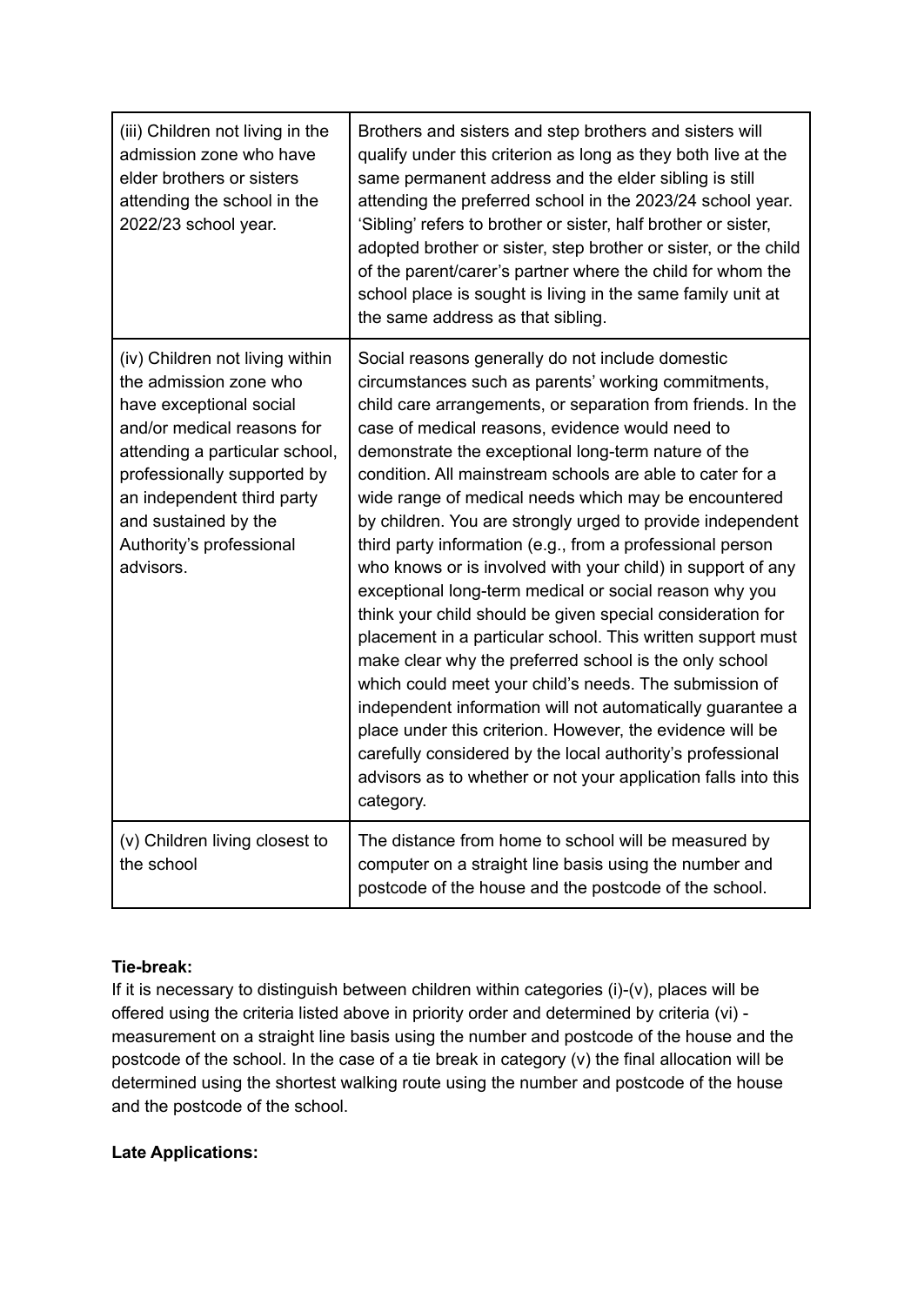| | |
|---|---|
| (iii) Children not living in the admission zone who have elder brothers or sisters attending the school in the 2022/23 school year. | Brothers and sisters and step brothers and sisters will qualify under this criterion as long as they both live at the same permanent address and the elder sibling is still attending the preferred school in the 2023/24 school year. 'Sibling' refers to brother or sister, half brother or sister, adopted brother or sister, step brother or sister, or the child of the parent/carer's partner where the child for whom the school place is sought is living in the same family unit at the same address as that sibling. |
| (iv) Children not living within the admission zone who have exceptional social and/or medical reasons for attending a particular school, professionally supported by an independent third party and sustained by the Authority's professional advisors. | Social reasons generally do not include domestic circumstances such as parents' working commitments, child care arrangements, or separation from friends. In the case of medical reasons, evidence would need to demonstrate the exceptional long-term nature of the condition. All mainstream schools are able to cater for a wide range of medical needs which may be encountered by children. You are strongly urged to provide independent third party information (e.g., from a professional person who knows or is involved with your child) in support of any exceptional long-term medical or social reason why you think your child should be given special consideration for placement in a particular school. This written support must make clear why the preferred school is the only school which could meet your child's needs. The submission of independent information will not automatically guarantee a place under this criterion. However, the evidence will be carefully considered by the local authority's professional advisors as to whether or not your application falls into this category. |
| (v) Children living closest to the school | The distance from home to school will be measured by computer on a straight line basis using the number and postcode of the house and the postcode of the school. |

**Tie-break:**

If it is necessary to distinguish between children within categories (i)-(v), places will be offered using the criteria listed above in priority order and determined by criteria (vi) - measurement on a straight line basis using the number and postcode of the house and the postcode of the school. In the case of a tie break in category (v) the final allocation will be determined using the shortest walking route using the number and postcode of the house and the postcode of the school.

**Late Applications:**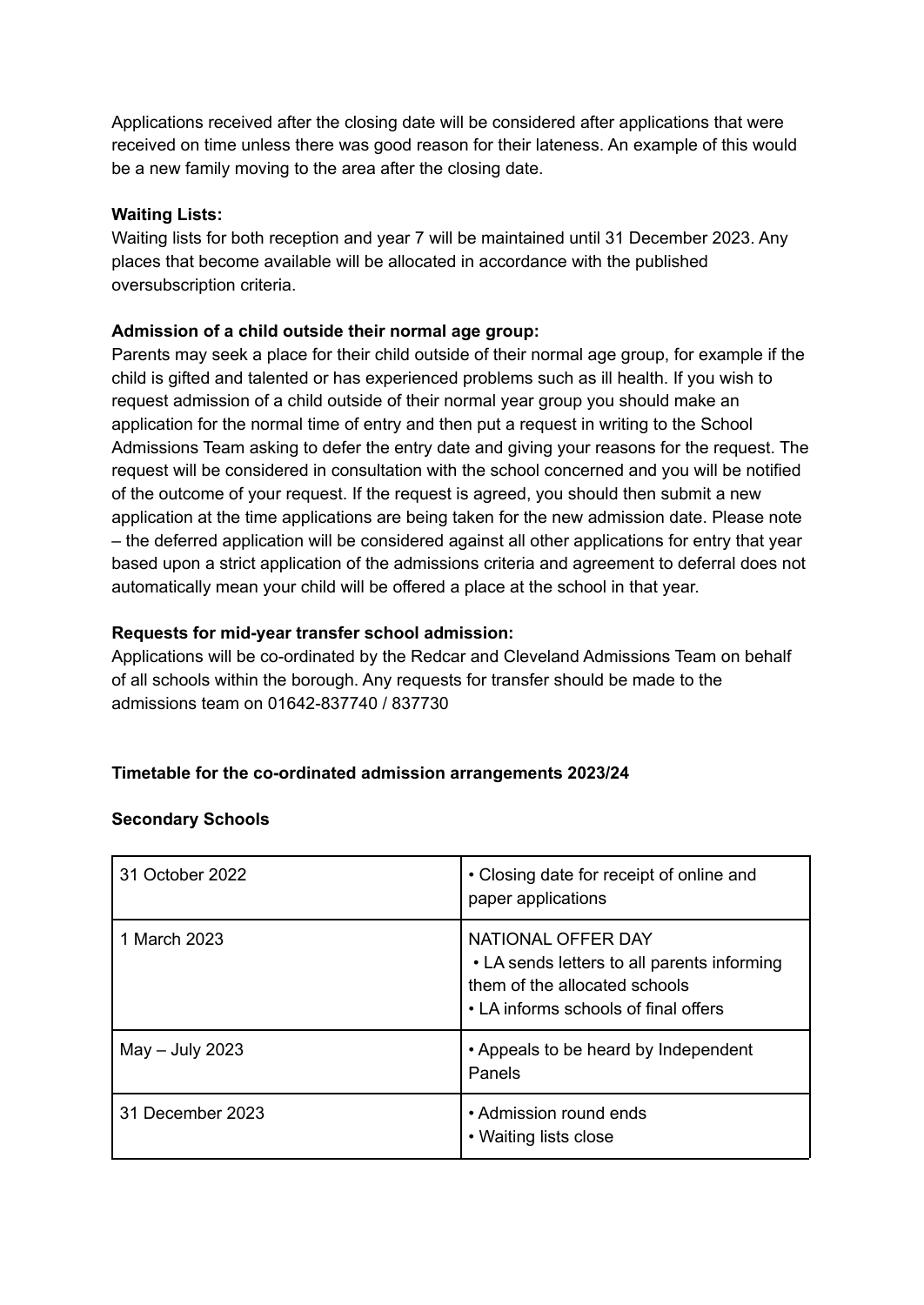Applications received after the closing date will be considered after applications that were received on time unless there was good reason for their lateness. An example of this would be a new family moving to the area after the closing date.

**Waiting Lists:**
Waiting lists for both reception and year 7 will be maintained until 31 December 2023. Any places that become available will be allocated in accordance with the published oversubscription criteria.

**Admission of a child outside their normal age group:**
Parents may seek a place for their child outside of their normal age group, for example if the child is gifted and talented or has experienced problems such as ill health. If you wish to request admission of a child outside of their normal year group you should make an application for the normal time of entry and then put a request in writing to the School Admissions Team asking to defer the entry date and giving your reasons for the request. The request will be considered in consultation with the school concerned and you will be notified of the outcome of your request. If the request is agreed, you should then submit a new application at the time applications are being taken for the new admission date. Please note – the deferred application will be considered against all other applications for entry that year based upon a strict application of the admissions criteria and agreement to deferral does not automatically mean your child will be offered a place at the school in that year.

**Requests for mid-year transfer school admission:**
Applications will be co-ordinated by the Redcar and Cleveland Admissions Team on behalf of all schools within the borough. Any requests for transfer should be made to the admissions team on 01642-837740 / 837730

**Timetable for the co-ordinated admission arrangements 2023/24**

**Secondary Schools**

| | |
|---|---|
| 31 October 2022 | • Closing date for receipt of online and paper applications |
| 1 March 2023 | NATIONAL OFFER DAY<br>• LA sends letters to all parents informing them of the allocated schools<br>• LA informs schools of final offers |
| May – July 2023 | • Appeals to be heard by Independent Panels |
| 31 December 2023 | • Admission round ends<br>• Waiting lists close |